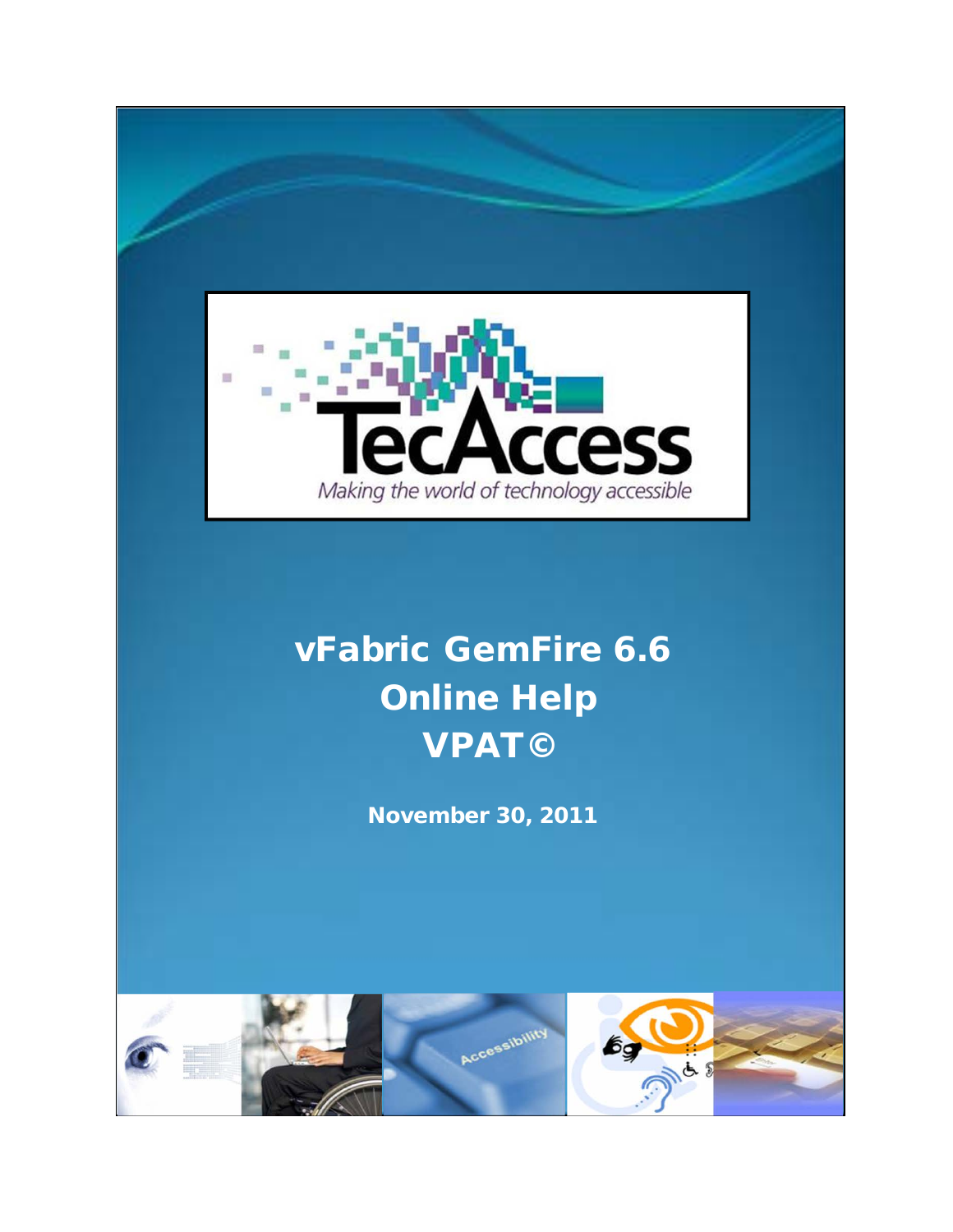TecAccess

*Making the world of technology accessible*

# vFabric GemFire 6.6 Online Help VPAT©

**November 30, 2011**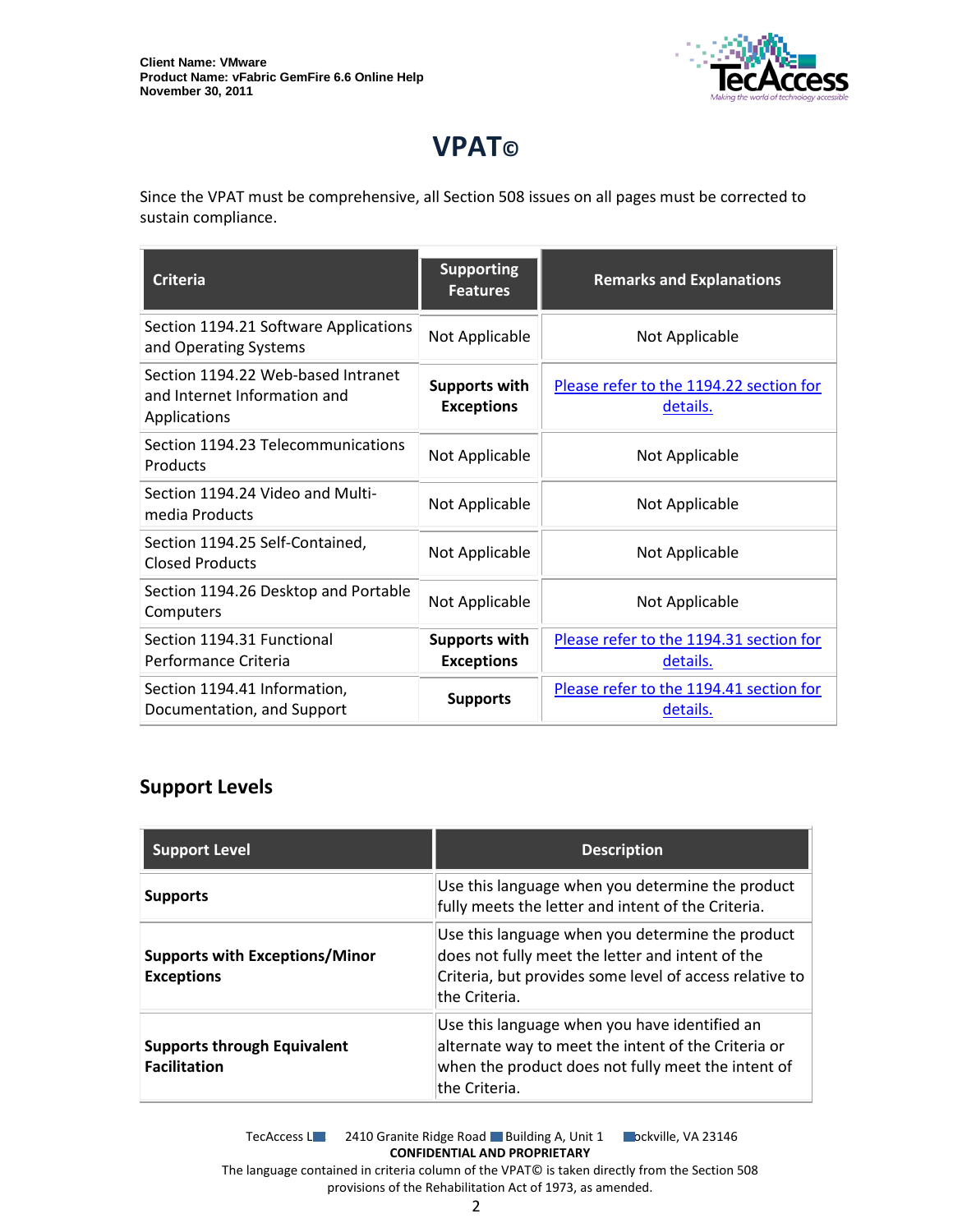# VPAT©

Since the VPAT must be comprehensive, all Section 508 issues on all pages must be corrected to sustain compliance.

| Criteria | Supporting Features | Remarks and Explanations |
| --- | --- | --- |
| Section 1194.21 Software Applications and Operating Systems | Not Applicable | Not Applicable |
| Section 1194.22 Web-based Intranet and Internet Information and Applications | **Supports with Exceptions** | Please refer to the 1194.22 section for details. |
| Section 1194.23 Telecommunications Products | Not Applicable | Not Applicable |
| Section 1194.24 Video and Multi-media Products | Not Applicable | Not Applicable |
| Section 1194.25 Self-Contained, Closed Products | Not Applicable | Not Applicable |
| Section 1194.26 Desktop and Portable Computers | Not Applicable | Not Applicable |
| Section 1194.31 Functional Performance Criteria | **Supports with Exceptions** | Please refer to the 1194.31 section for details. |
| Section 1194.41 Information, Documentation, and Support | **Supports** | Please refer to the 1194.41 section for details. |

## Support Levels

| Support Level | Description |
| --- | --- |
| **Supports** | Use this language when you determine the product fully meets the letter and intent of the Criteria. |
| **Supports with Exceptions/Minor Exceptions** | Use this language when you determine the product does not fully meet the letter and intent of the Criteria, but provides some level of access relative to the Criteria. |
| **Supports through Equivalent Facilitation** | Use this language when you have identified an alternate way to meet the intent of the Criteria or when the product does not fully meet the intent of the Criteria. |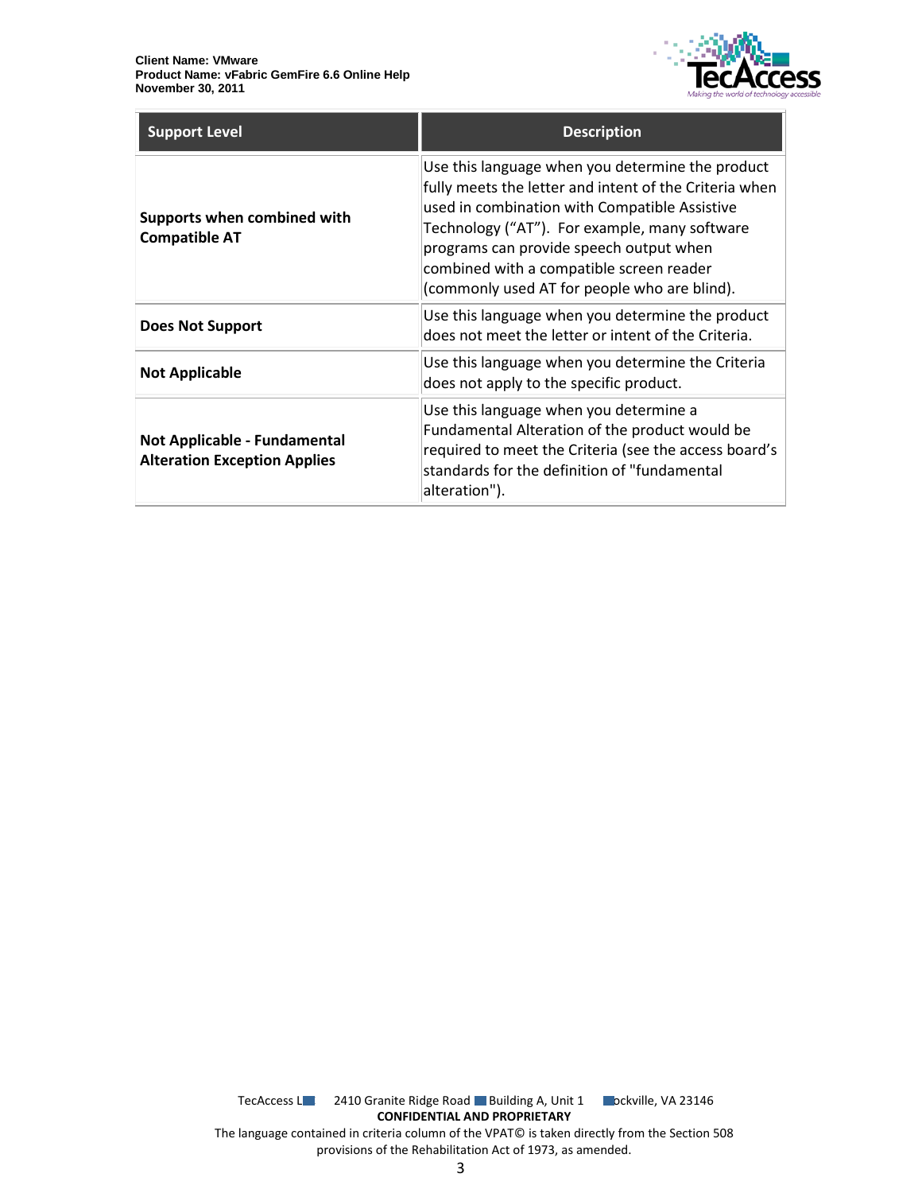| Support Level | Description |
|---|---|
| **Supports when combined with Compatible AT** | Use this language when you determine the product fully meets the letter and intent of the Criteria when used in combination with Compatible Assistive Technology ("AT"). For example, many software programs can provide speech output when combined with a compatible screen reader (commonly used AT for people who are blind). |
| **Does Not Support** | Use this language when you determine the product does not meet the letter or intent of the Criteria. |
| **Not Applicable** | Use this language when you determine the Criteria does not apply to the specific product. |
| **Not Applicable - Fundamental Alteration Exception Applies** | Use this language when you determine a Fundamental Alteration of the product would be required to meet the Criteria (see the access board's standards for the definition of "fundamental alteration"). |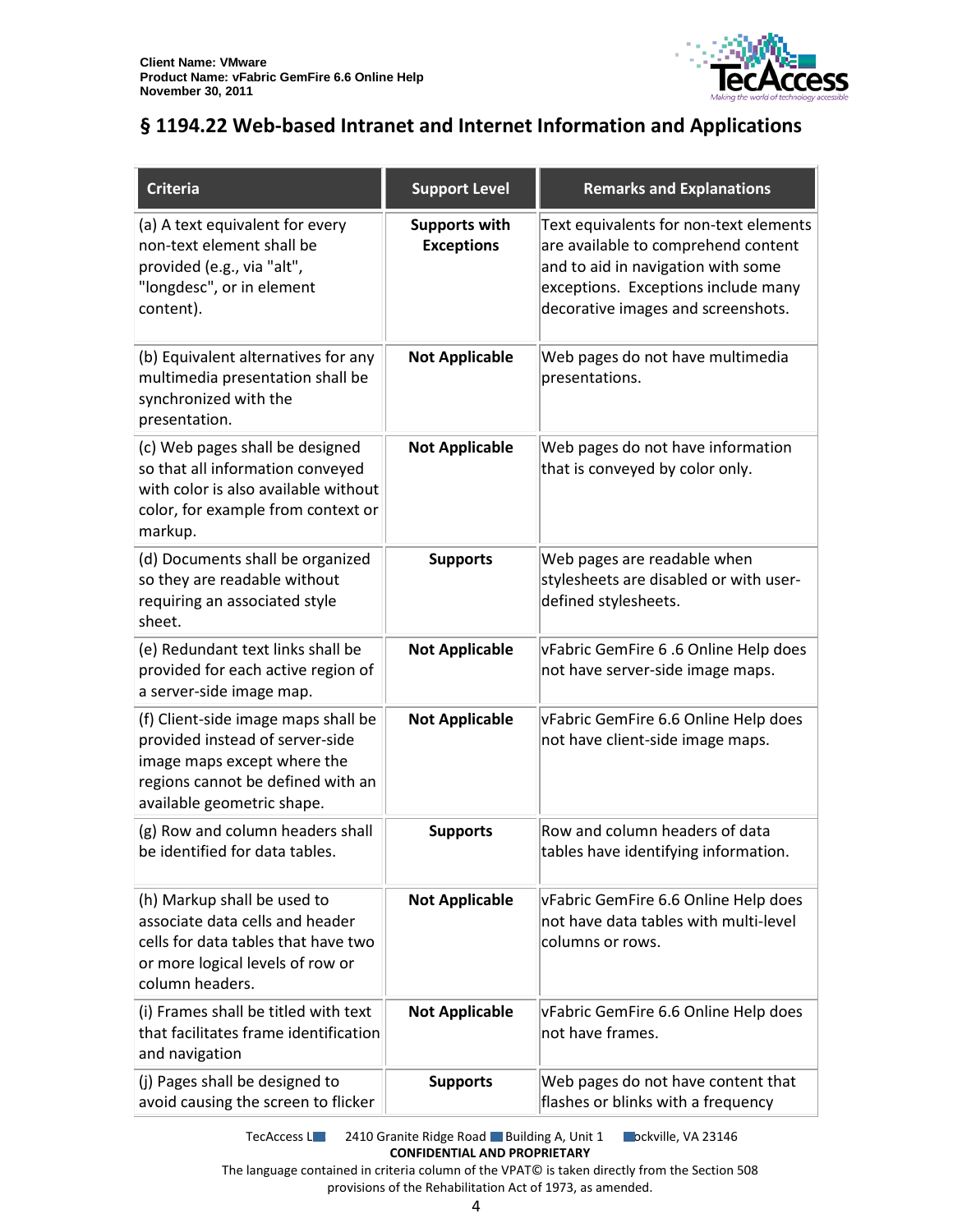## § 1194.22 Web-based Intranet and Internet Information and Applications

| Criteria | Support Level | Remarks and Explanations |
|---|---|---|
| (a) A text equivalent for every non-text element shall be provided (e.g., via "alt", "longdesc", or in element content). | **Supports with Exceptions** | Text equivalents for non-text elements are available to comprehend content and to aid in navigation with some exceptions. Exceptions include many decorative images and screenshots. |
| (b) Equivalent alternatives for any multimedia presentation shall be synchronized with the presentation. | **Not Applicable** | Web pages do not have multimedia presentations. |
| (c) Web pages shall be designed so that all information conveyed with color is also available without color, for example from context or markup. | **Not Applicable** | Web pages do not have information that is conveyed by color only. |
| (d) Documents shall be organized so they are readable without requiring an associated style sheet. | **Supports** | Web pages are readable when stylesheets are disabled or with user-defined stylesheets. |
| (e) Redundant text links shall be provided for each active region of a server-side image map. | **Not Applicable** | vFabric GemFire 6 .6 Online Help does not have server-side image maps. |
| (f) Client-side image maps shall be provided instead of server-side image maps except where the regions cannot be defined with an available geometric shape. | **Not Applicable** | vFabric GemFire 6.6 Online Help does not have client-side image maps. |
| (g) Row and column headers shall be identified for data tables. | **Supports** | Row and column headers of data tables have identifying information. |
| (h) Markup shall be used to associate data cells and header cells for data tables that have two or more logical levels of row or column headers. | **Not Applicable** | vFabric GemFire 6.6 Online Help does not have data tables with multi-level columns or rows. |
| (i) Frames shall be titled with text that facilitates frame identification and navigation | **Not Applicable** | vFabric GemFire 6.6 Online Help does not have frames. |
| (j) Pages shall be designed to avoid causing the screen to flicker | **Supports** | Web pages do not have content that flashes or blinks with a frequency |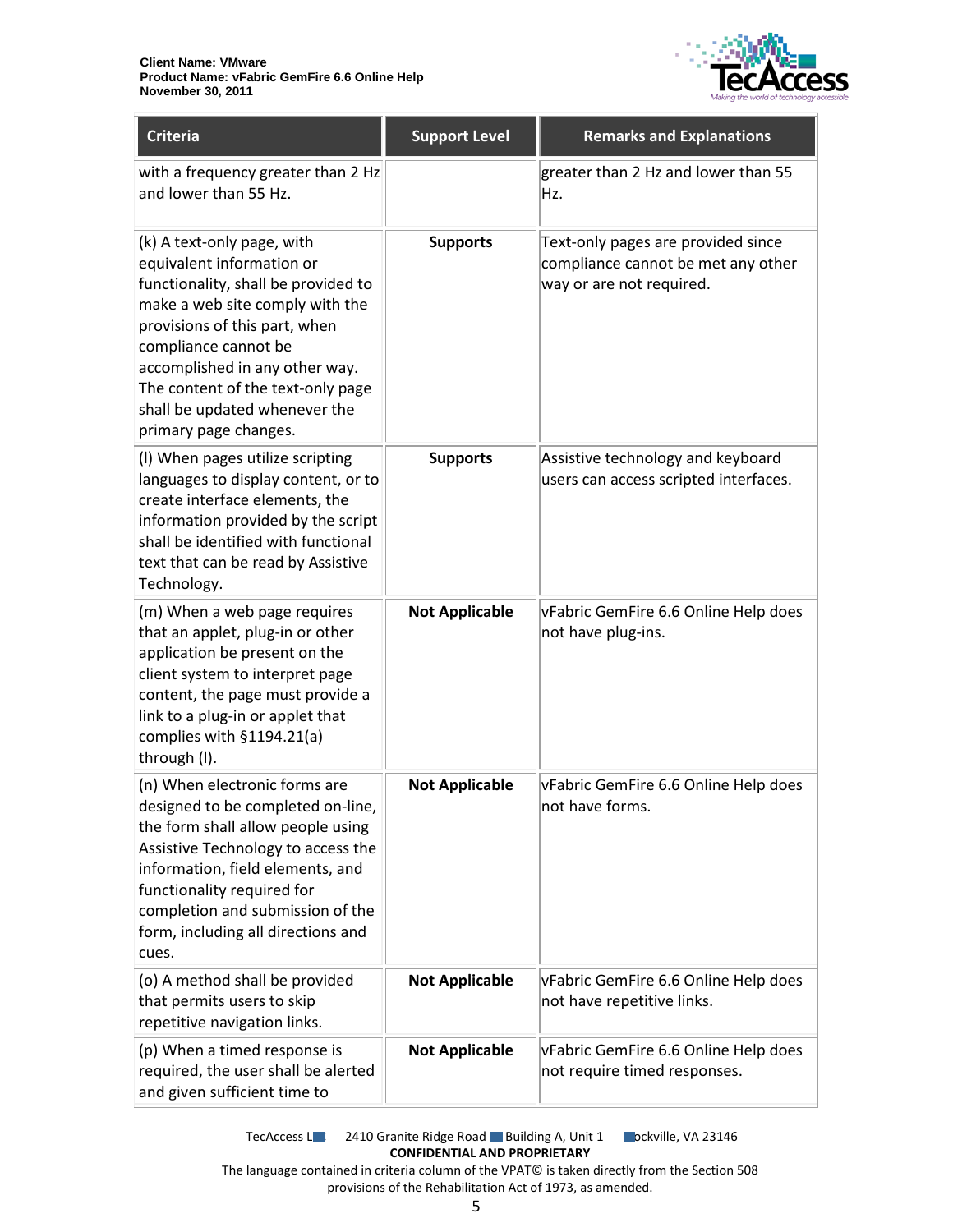| Criteria | Support Level | Remarks and Explanations |
| --- | --- | --- |
| with a frequency greater than 2 Hz and lower than 55 Hz. | | greater than 2 Hz and lower than 55 Hz. |
| (k) A text-only page, with equivalent information or functionality, shall be provided to make a web site comply with the provisions of this part, when compliance cannot be accomplished in any other way. The content of the text-only page shall be updated whenever the primary page changes. | **Supports** | Text-only pages are provided since compliance cannot be met any other way or are not required. |
| (l) When pages utilize scripting languages to display content, or to create interface elements, the information provided by the script shall be identified with functional text that can be read by Assistive Technology. | **Supports** | Assistive technology and keyboard users can access scripted interfaces. |
| (m) When a web page requires that an applet, plug-in or other application be present on the client system to interpret page content, the page must provide a link to a plug-in or applet that complies with §1194.21(a) through (l). | **Not Applicable** | vFabric GemFire 6.6 Online Help does not have plug-ins. |
| (n) When electronic forms are designed to be completed on-line, the form shall allow people using Assistive Technology to access the information, field elements, and functionality required for completion and submission of the form, including all directions and cues. | **Not Applicable** | vFabric GemFire 6.6 Online Help does not have forms. |
| (o) A method shall be provided that permits users to skip repetitive navigation links. | **Not Applicable** | vFabric GemFire 6.6 Online Help does not have repetitive links. |
| (p) When a timed response is required, the user shall be alerted and given sufficient time to | **Not Applicable** | vFabric GemFire 6.6 Online Help does not require timed responses. |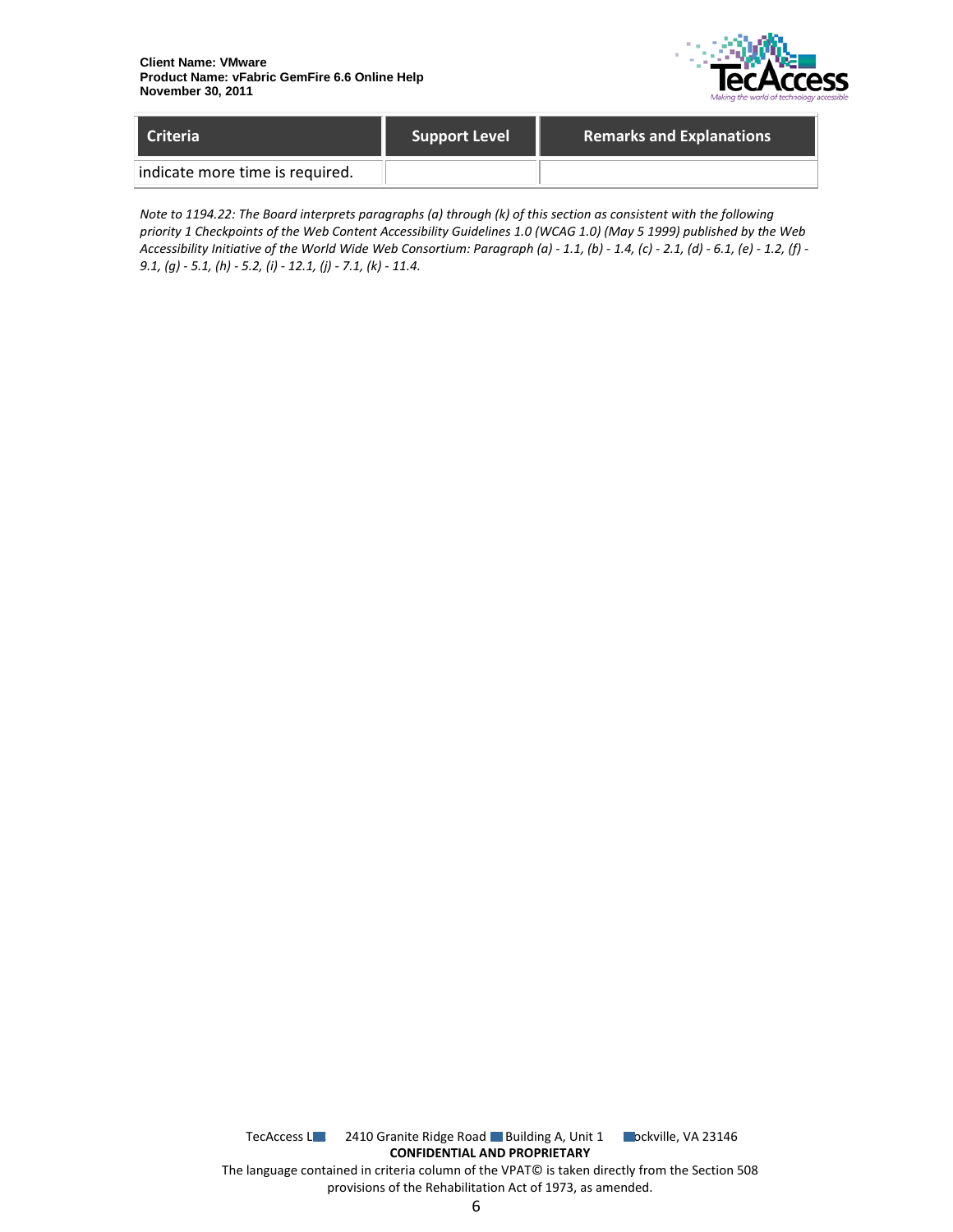| Criteria | Support Level | Remarks and Explanations |
| --- | --- | --- |
| indicate more time is required. | | |

*Note to 1194.22: The Board interprets paragraphs (a) through (k) of this section as consistent with the following priority 1 Checkpoints of the Web Content Accessibility Guidelines 1.0 (WCAG 1.0) (May 5 1999) published by the Web Accessibility Initiative of the World Wide Web Consortium: Paragraph (a) - 1.1, (b) - 1.4, (c) - 2.1, (d) - 6.1, (e) - 1.2, (f) - 9.1, (g) - 5.1, (h) - 5.2, (i) - 12.1, (j) - 7.1, (k) - 11.4.*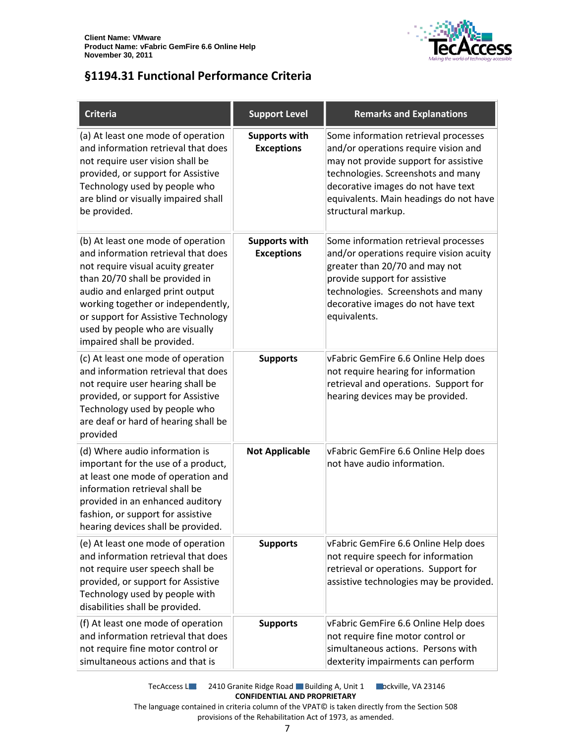## §1194.31 Functional Performance Criteria

| Criteria | Support Level | Remarks and Explanations |
|---|---|---|
| (a) At least one mode of operation and information retrieval that does not require user vision shall be provided, or support for Assistive Technology used by people who are blind or visually impaired shall be provided. | **Supports with Exceptions** | Some information retrieval processes and/or operations require vision and may not provide support for assistive technologies. Screenshots and many decorative images do not have text equivalents. Main headings do not have structural markup. |
| (b) At least one mode of operation and information retrieval that does not require visual acuity greater than 20/70 shall be provided in audio and enlarged print output working together or independently, or support for Assistive Technology used by people who are visually impaired shall be provided. | **Supports with Exceptions** | Some information retrieval processes and/or operations require vision acuity greater than 20/70 and may not provide support for assistive technologies. Screenshots and many decorative images do not have text equivalents. |
| (c) At least one mode of operation and information retrieval that does not require user hearing shall be provided, or support for Assistive Technology used by people who are deaf or hard of hearing shall be provided | **Supports** | vFabric GemFire 6.6 Online Help does not require hearing for information retrieval and operations. Support for hearing devices may be provided. |
| (d) Where audio information is important for the use of a product, at least one mode of operation and information retrieval shall be provided in an enhanced auditory fashion, or support for assistive hearing devices shall be provided. | **Not Applicable** | vFabric GemFire 6.6 Online Help does not have audio information. |
| (e) At least one mode of operation and information retrieval that does not require user speech shall be provided, or support for Assistive Technology used by people with disabilities shall be provided. | **Supports** | vFabric GemFire 6.6 Online Help does not require speech for information retrieval or operations. Support for assistive technologies may be provided. |
| (f) At least one mode of operation and information retrieval that does not require fine motor control or simultaneous actions and that is | **Supports** | vFabric GemFire 6.6 Online Help does not require fine motor control or simultaneous actions. Persons with dexterity impairments can perform |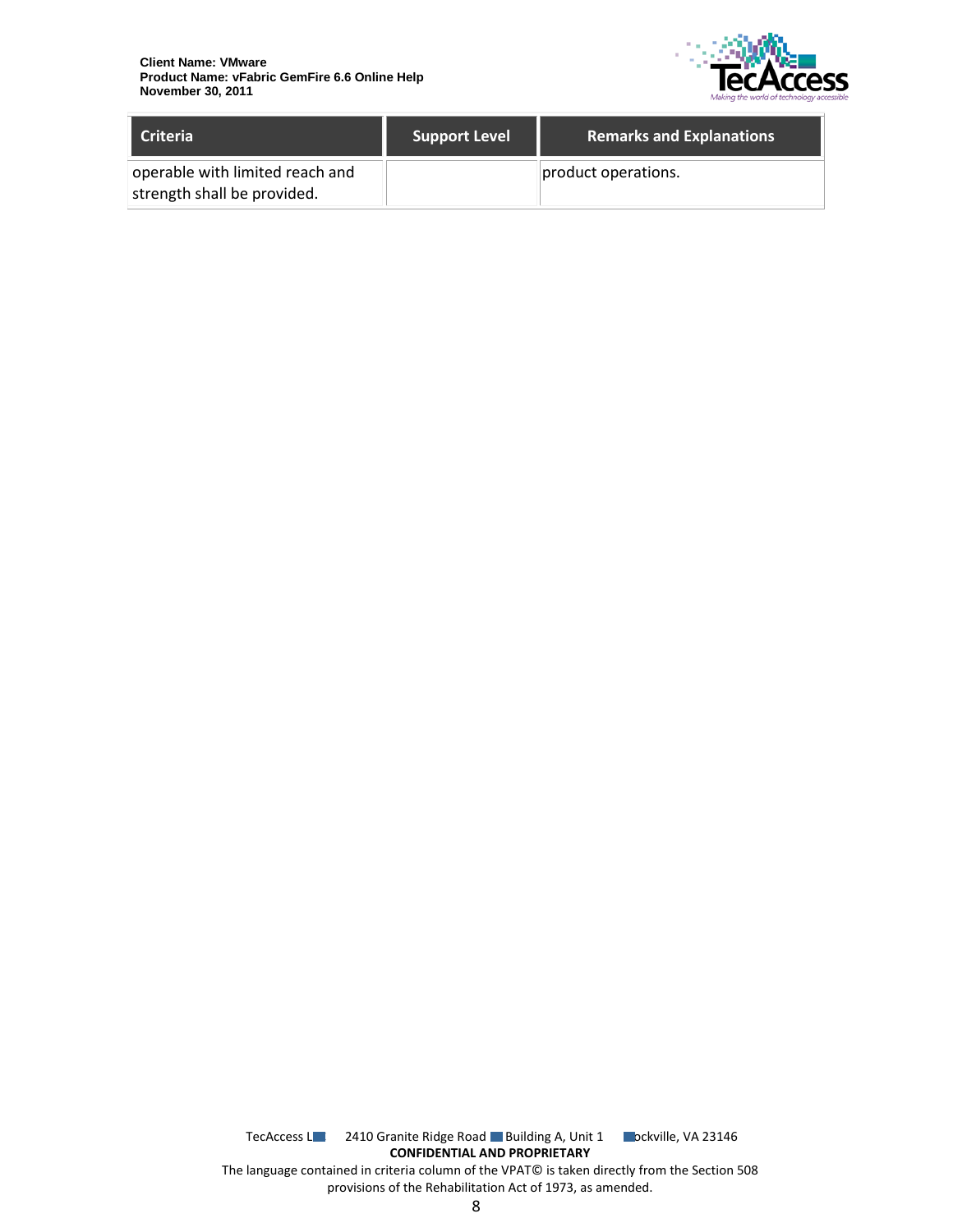| Criteria | Support Level | Remarks and Explanations |
|---|---|---|
| operable with limited reach and strength shall be provided. | | product operations. |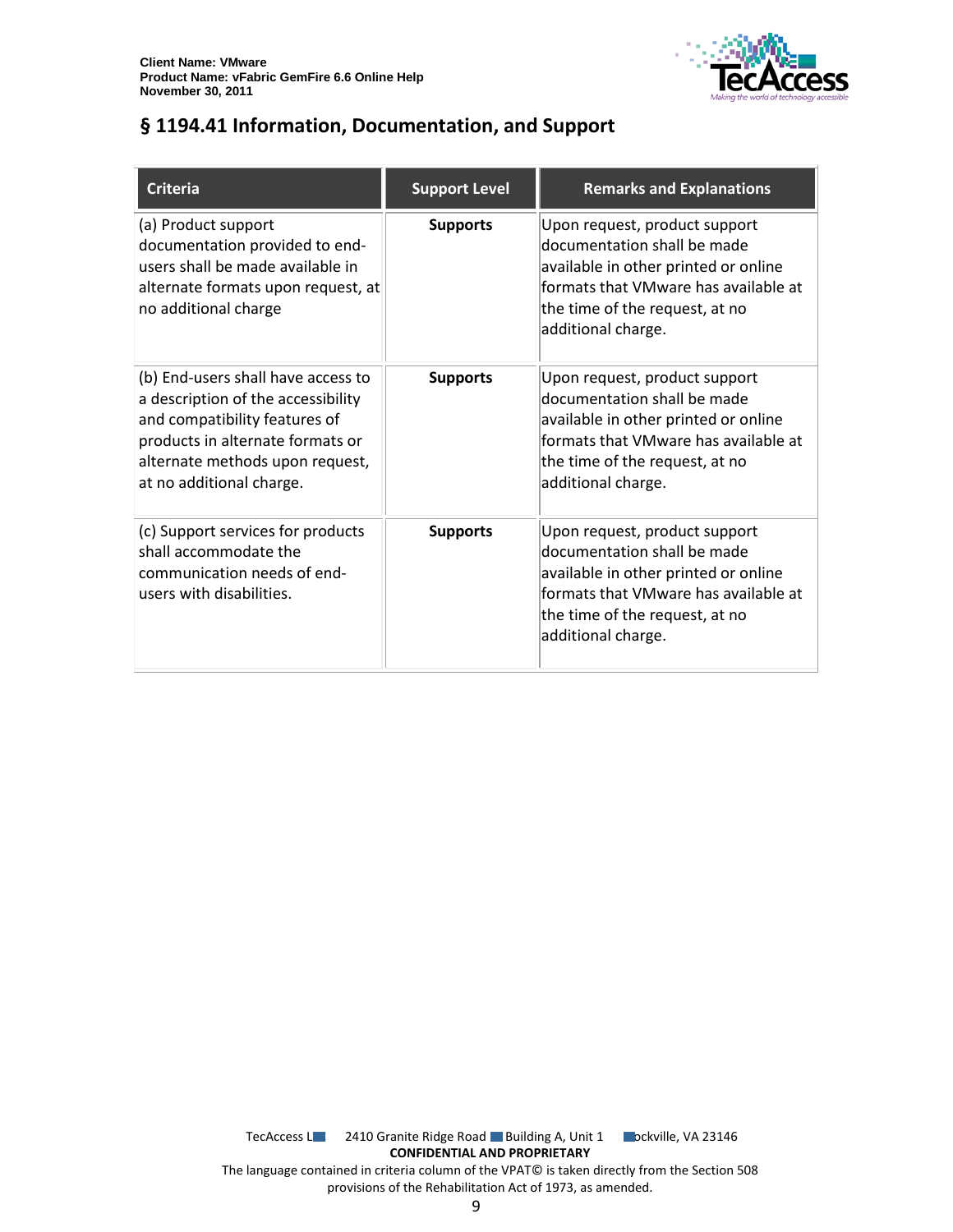## § 1194.41 Information, Documentation, and Support

| Criteria | Support Level | Remarks and Explanations |
|---|---|---|
| (a) Product support documentation provided to end-users shall be made available in alternate formats upon request, at no additional charge | **Supports** | Upon request, product support documentation shall be made available in other printed or online formats that VMware has available at the time of the request, at no additional charge. |
| (b) End-users shall have access to a description of the accessibility and compatibility features of products in alternate formats or alternate methods upon request, at no additional charge. | **Supports** | Upon request, product support documentation shall be made available in other printed or online formats that VMware has available at the time of the request, at no additional charge. |
| (c) Support services for products shall accommodate the communication needs of end-users with disabilities. | **Supports** | Upon request, product support documentation shall be made available in other printed or online formats that VMware has available at the time of the request, at no additional charge. |